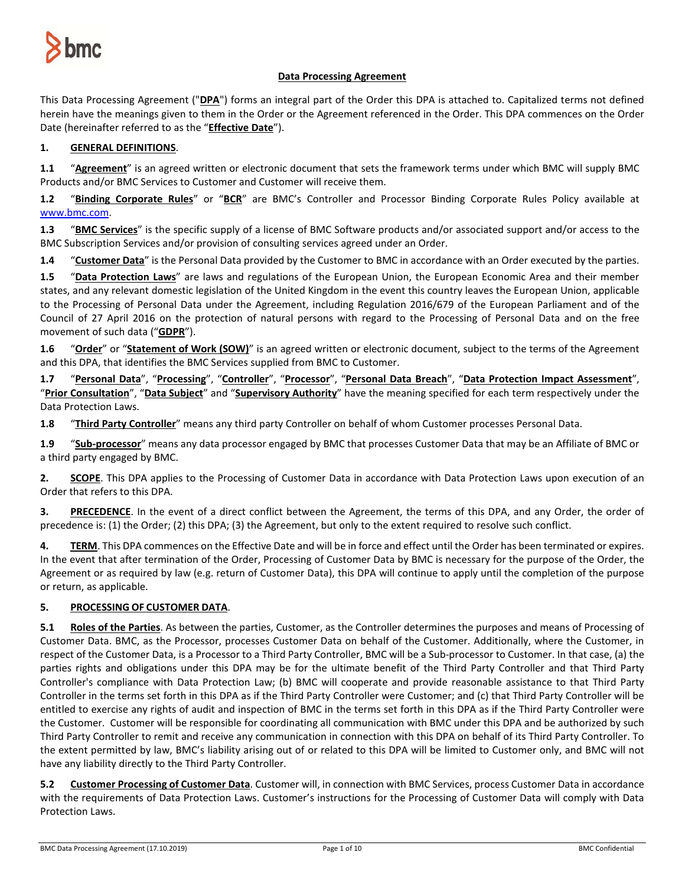# Data Processing Agreement

This Data Processing Agreement ("**DPA**") forms an integral part of the Order this DPA is attached to. Capitalized terms not defined herein have the meanings given to them in the Order or the Agreement referenced in the Order. This DPA commences on the Order Date (hereinafter referred to as the "**Effective Date**").

## 1. GENERAL DEFINITIONS.

**1.1** "**Agreement**" is an agreed written or electronic document that sets the framework terms under which BMC will supply BMC Products and/or BMC Services to Customer and Customer will receive them.

**1.2** "**Binding Corporate Rules**" or "**BCR**" are BMC's Controller and Processor Binding Corporate Rules Policy available at www.bmc.com.

**1.3** "**BMC Services**" is the specific supply of a license of BMC Software products and/or associated support and/or access to the BMC Subscription Services and/or provision of consulting services agreed under an Order.

**1.4** "**Customer Data**" is the Personal Data provided by the Customer to BMC in accordance with an Order executed by the parties.

**1.5** "**Data Protection Laws**" are laws and regulations of the European Union, the European Economic Area and their member states, and any relevant domestic legislation of the United Kingdom in the event this country leaves the European Union, applicable to the Processing of Personal Data under the Agreement, including Regulation 2016/679 of the European Parliament and of the Council of 27 April 2016 on the protection of natural persons with regard to the Processing of Personal Data and on the free movement of such data ("**GDPR**").

**1.6** "**Order**" or "**Statement of Work (SOW)**" is an agreed written or electronic document, subject to the terms of the Agreement and this DPA, that identifies the BMC Services supplied from BMC to Customer.

**1.7** "**Personal Data**", "**Processing**", "**Controller**", "**Processor**", "**Personal Data Breach**", "**Data Protection Impact Assessment**", "**Prior Consultation**", "**Data Subject**" and "**Supervisory Authority**" have the meaning specified for each term respectively under the Data Protection Laws.

**1.8** "**Third Party Controller**" means any third party Controller on behalf of whom Customer processes Personal Data.

**1.9** "**Sub-processor**" means any data processor engaged by BMC that processes Customer Data that may be an Affiliate of BMC or a third party engaged by BMC.

## 2. SCOPE.

This DPA applies to the Processing of Customer Data in accordance with Data Protection Laws upon execution of an Order that refers to this DPA.

## 3. PRECEDENCE.

In the event of a direct conflict between the Agreement, the terms of this DPA, and any Order, the order of precedence is: (1) the Order; (2) this DPA; (3) the Agreement, but only to the extent required to resolve such conflict.

## 4. TERM.

This DPA commences on the Effective Date and will be in force and effect until the Order has been terminated or expires. In the event that after termination of the Order, Processing of Customer Data by BMC is necessary for the purpose of the Order, the Agreement or as required by law (e.g. return of Customer Data), this DPA will continue to apply until the completion of the purpose or return, as applicable.

## 5. PROCESSING OF CUSTOMER DATA.

**5.1** **Roles of the Parties**. As between the parties, Customer, as the Controller determines the purposes and means of Processing of Customer Data. BMC, as the Processor, processes Customer Data on behalf of the Customer. Additionally, where the Customer, in respect of the Customer Data, is a Processor to a Third Party Controller, BMC will be a Sub-processor to Customer. In that case, (a) the parties rights and obligations under this DPA may be for the ultimate benefit of the Third Party Controller and that Third Party Controller's compliance with Data Protection Law; (b) BMC will cooperate and provide reasonable assistance to that Third Party Controller in the terms set forth in this DPA as if the Third Party Controller were Customer; and (c) that Third Party Controller will be entitled to exercise any rights of audit and inspection of BMC in the terms set forth in this DPA as if the Third Party Controller were the Customer. Customer will be responsible for coordinating all communication with BMC under this DPA and be authorized by such Third Party Controller to remit and receive any communication in connection with this DPA on behalf of its Third Party Controller. To the extent permitted by law, BMC's liability arising out of or related to this DPA will be limited to Customer only, and BMC will not have any liability directly to the Third Party Controller.

**5.2** **Customer Processing of Customer Data**. Customer will, in connection with BMC Services, process Customer Data in accordance with the requirements of Data Protection Laws. Customer's instructions for the Processing of Customer Data will comply with Data Protection Laws.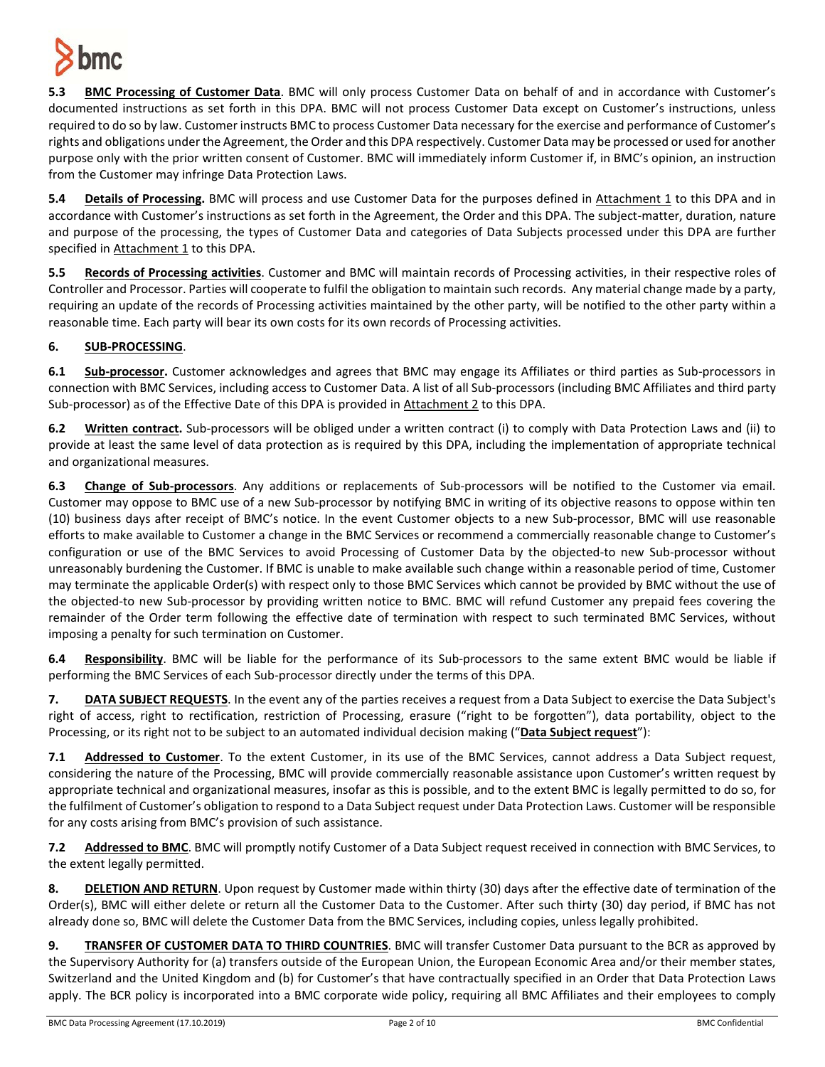**5.3 BMC Processing of Customer Data**. BMC will only process Customer Data on behalf of and in accordance with Customer's documented instructions as set forth in this DPA. BMC will not process Customer Data except on Customer's instructions, unless required to do so by law. Customer instructs BMC to process Customer Data necessary for the exercise and performance of Customer's rights and obligations under the Agreement, the Order and this DPA respectively. Customer Data may be processed or used for another purpose only with the prior written consent of Customer. BMC will immediately inform Customer if, in BMC's opinion, an instruction from the Customer may infringe Data Protection Laws.

**5.4 Details of Processing.** BMC will process and use Customer Data for the purposes defined in Attachment 1 to this DPA and in accordance with Customer's instructions as set forth in the Agreement, the Order and this DPA. The subject-matter, duration, nature and purpose of the processing, the types of Customer Data and categories of Data Subjects processed under this DPA are further specified in Attachment 1 to this DPA.

**5.5 Records of Processing activities**. Customer and BMC will maintain records of Processing activities, in their respective roles of Controller and Processor. Parties will cooperate to fulfil the obligation to maintain such records. Any material change made by a party, requiring an update of the records of Processing activities maintained by the other party, will be notified to the other party within a reasonable time. Each party will bear its own costs for its own records of Processing activities.

## 6. SUB-PROCESSING.

**6.1 Sub-processor.** Customer acknowledges and agrees that BMC may engage its Affiliates or third parties as Sub-processors in connection with BMC Services, including access to Customer Data. A list of all Sub-processors (including BMC Affiliates and third party Sub-processor) as of the Effective Date of this DPA is provided in Attachment 2 to this DPA.

**6.2 Written contract.** Sub-processors will be obliged under a written contract (i) to comply with Data Protection Laws and (ii) to provide at least the same level of data protection as is required by this DPA, including the implementation of appropriate technical and organizational measures.

**6.3 Change of Sub-processors**. Any additions or replacements of Sub-processors will be notified to the Customer via email. Customer may oppose to BMC use of a new Sub-processor by notifying BMC in writing of its objective reasons to oppose within ten (10) business days after receipt of BMC's notice. In the event Customer objects to a new Sub-processor, BMC will use reasonable efforts to make available to Customer a change in the BMC Services or recommend a commercially reasonable change to Customer's configuration or use of the BMC Services to avoid Processing of Customer Data by the objected-to new Sub-processor without unreasonably burdening the Customer. If BMC is unable to make available such change within a reasonable period of time, Customer may terminate the applicable Order(s) with respect only to those BMC Services which cannot be provided by BMC without the use of the objected-to new Sub-processor by providing written notice to BMC. BMC will refund Customer any prepaid fees covering the remainder of the Order term following the effective date of termination with respect to such terminated BMC Services, without imposing a penalty for such termination on Customer.

**6.4 Responsibility**. BMC will be liable for the performance of its Sub-processors to the same extent BMC would be liable if performing the BMC Services of each Sub-processor directly under the terms of this DPA.

**7. DATA SUBJECT REQUESTS**. In the event any of the parties receives a request from a Data Subject to exercise the Data Subject's right of access, right to rectification, restriction of Processing, erasure ("right to be forgotten"), data portability, object to the Processing, or its right not to be subject to an automated individual decision making ("**Data Subject request**"):

**7.1 Addressed to Customer**. To the extent Customer, in its use of the BMC Services, cannot address a Data Subject request, considering the nature of the Processing, BMC will provide commercially reasonable assistance upon Customer's written request by appropriate technical and organizational measures, insofar as this is possible, and to the extent BMC is legally permitted to do so, for the fulfilment of Customer's obligation to respond to a Data Subject request under Data Protection Laws. Customer will be responsible for any costs arising from BMC's provision of such assistance.

**7.2 Addressed to BMC**. BMC will promptly notify Customer of a Data Subject request received in connection with BMC Services, to the extent legally permitted.

**8. DELETION AND RETURN**. Upon request by Customer made within thirty (30) days after the effective date of termination of the Order(s), BMC will either delete or return all the Customer Data to the Customer. After such thirty (30) day period, if BMC has not already done so, BMC will delete the Customer Data from the BMC Services, including copies, unless legally prohibited.

**9. TRANSFER OF CUSTOMER DATA TO THIRD COUNTRIES**. BMC will transfer Customer Data pursuant to the BCR as approved by the Supervisory Authority for (a) transfers outside of the European Union, the European Economic Area and/or their member states, Switzerland and the United Kingdom and (b) for Customer's that have contractually specified in an Order that Data Protection Laws apply. The BCR policy is incorporated into a BMC corporate wide policy, requiring all BMC Affiliates and their employees to comply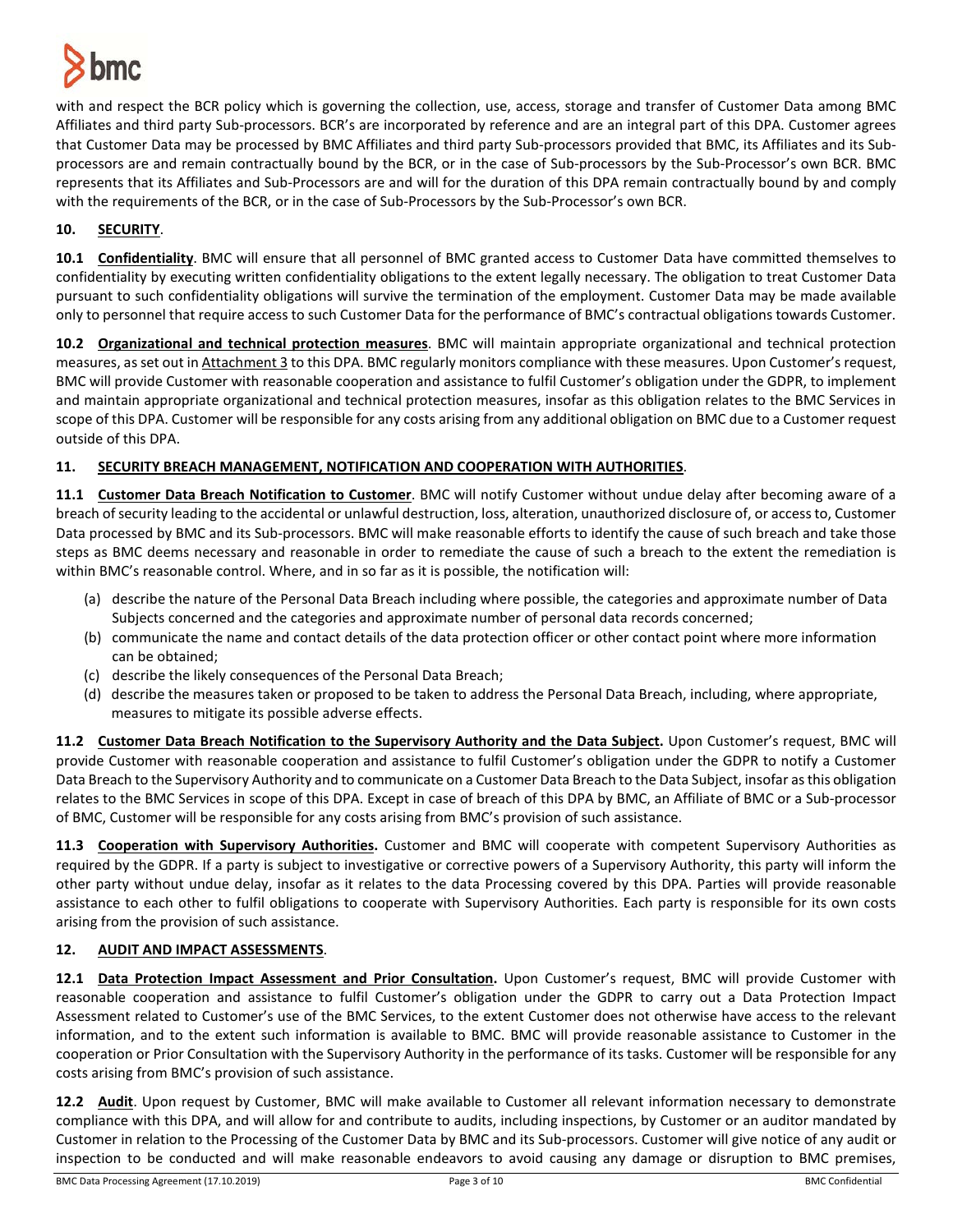with and respect the BCR policy which is governing the collection, use, access, storage and transfer of Customer Data among BMC Affiliates and third party Sub-processors. BCR's are incorporated by reference and are an integral part of this DPA. Customer agrees that Customer Data may be processed by BMC Affiliates and third party Sub-processors provided that BMC, its Affiliates and its Sub-processors are and remain contractually bound by the BCR, or in the case of Sub-processors by the Sub-Processor's own BCR. BMC represents that its Affiliates and Sub-Processors are and will for the duration of this DPA remain contractually bound by and comply with the requirements of the BCR, or in the case of Sub-Processors by the Sub-Processor's own BCR.

**10. SECURITY**.

**10.1 Confidentiality**. BMC will ensure that all personnel of BMC granted access to Customer Data have committed themselves to confidentiality by executing written confidentiality obligations to the extent legally necessary. The obligation to treat Customer Data pursuant to such confidentiality obligations will survive the termination of the employment. Customer Data may be made available only to personnel that require access to such Customer Data for the performance of BMC's contractual obligations towards Customer.

**10.2 Organizational and technical protection measures**. BMC will maintain appropriate organizational and technical protection measures, as set out in Attachment 3 to this DPA. BMC regularly monitors compliance with these measures. Upon Customer's request, BMC will provide Customer with reasonable cooperation and assistance to fulfil Customer's obligation under the GDPR, to implement and maintain appropriate organizational and technical protection measures, insofar as this obligation relates to the BMC Services in scope of this DPA. Customer will be responsible for any costs arising from any additional obligation on BMC due to a Customer request outside of this DPA.

**11. SECURITY BREACH MANAGEMENT, NOTIFICATION AND COOPERATION WITH AUTHORITIES**.

**11.1 Customer Data Breach Notification to Customer**. BMC will notify Customer without undue delay after becoming aware of a breach of security leading to the accidental or unlawful destruction, loss, alteration, unauthorized disclosure of, or access to, Customer Data processed by BMC and its Sub-processors. BMC will make reasonable efforts to identify the cause of such breach and take those steps as BMC deems necessary and reasonable in order to remediate the cause of such a breach to the extent the remediation is within BMC's reasonable control. Where, and in so far as it is possible, the notification will:

(a) describe the nature of the Personal Data Breach including where possible, the categories and approximate number of Data Subjects concerned and the categories and approximate number of personal data records concerned;
(b) communicate the name and contact details of the data protection officer or other contact point where more information can be obtained;
(c) describe the likely consequences of the Personal Data Breach;
(d) describe the measures taken or proposed to be taken to address the Personal Data Breach, including, where appropriate, measures to mitigate its possible adverse effects.

**11.2 Customer Data Breach Notification to the Supervisory Authority and the Data Subject.** Upon Customer's request, BMC will provide Customer with reasonable cooperation and assistance to fulfil Customer's obligation under the GDPR to notify a Customer Data Breach to the Supervisory Authority and to communicate on a Customer Data Breach to the Data Subject, insofar as this obligation relates to the BMC Services in scope of this DPA. Except in case of breach of this DPA by BMC, an Affiliate of BMC or a Sub-processor of BMC, Customer will be responsible for any costs arising from BMC's provision of such assistance.

**11.3 Cooperation with Supervisory Authorities.** Customer and BMC will cooperate with competent Supervisory Authorities as required by the GDPR. If a party is subject to investigative or corrective powers of a Supervisory Authority, this party will inform the other party without undue delay, insofar as it relates to the data Processing covered by this DPA. Parties will provide reasonable assistance to each other to fulfil obligations to cooperate with Supervisory Authorities. Each party is responsible for its own costs arising from the provision of such assistance.

**12. AUDIT AND IMPACT ASSESSMENTS**.

**12.1 Data Protection Impact Assessment and Prior Consultation.** Upon Customer's request, BMC will provide Customer with reasonable cooperation and assistance to fulfil Customer's obligation under the GDPR to carry out a Data Protection Impact Assessment related to Customer's use of the BMC Services, to the extent Customer does not otherwise have access to the relevant information, and to the extent such information is available to BMC. BMC will provide reasonable assistance to Customer in the cooperation or Prior Consultation with the Supervisory Authority in the performance of its tasks. Customer will be responsible for any costs arising from BMC's provision of such assistance.

**12.2 Audit**. Upon request by Customer, BMC will make available to Customer all relevant information necessary to demonstrate compliance with this DPA, and will allow for and contribute to audits, including inspections, by Customer or an auditor mandated by Customer in relation to the Processing of the Customer Data by BMC and its Sub-processors. Customer will give notice of any audit or inspection to be conducted and will make reasonable endeavors to avoid causing any damage or disruption to BMC premises,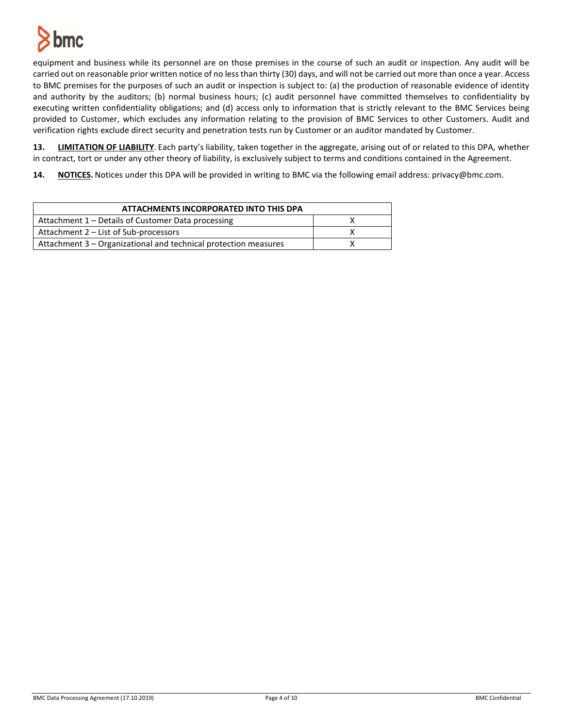equipment and business while its personnel are on those premises in the course of such an audit or inspection. Any audit will be carried out on reasonable prior written notice of no less than thirty (30) days, and will not be carried out more than once a year. Access to BMC premises for the purposes of such an audit or inspection is subject to: (a) the production of reasonable evidence of identity and authority by the auditors; (b) normal business hours; (c) audit personnel have committed themselves to confidentiality by executing written confidentiality obligations; and (d) access only to information that is strictly relevant to the BMC Services being provided to Customer, which excludes any information relating to the provision of BMC Services to other Customers. Audit and verification rights exclude direct security and penetration tests run by Customer or an auditor mandated by Customer.

**13. LIMITATION OF LIABILITY**. Each party's liability, taken together in the aggregate, arising out of or related to this DPA, whether in contract, tort or under any other theory of liability, is exclusively subject to terms and conditions contained in the Agreement.

**14. NOTICES.** Notices under this DPA will be provided in writing to BMC via the following email address: privacy@bmc.com.

| ATTACHMENTS INCORPORATED INTO THIS DPA | |
|---|---|
| Attachment 1 – Details of Customer Data processing | X |
| Attachment 2 – List of Sub-processors | X |
| Attachment 3 – Organizational and technical protection measures | X |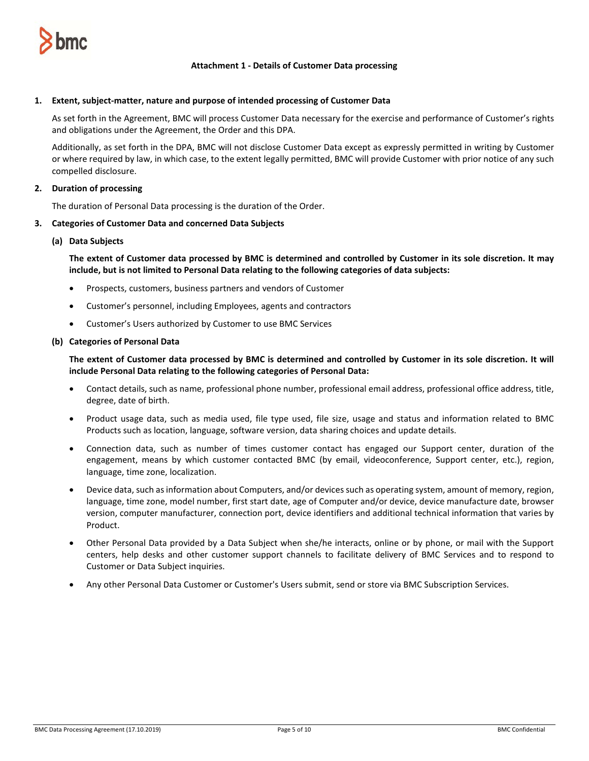## Attachment 1 - Details of Customer Data processing

### 1. Extent, subject-matter, nature and purpose of intended processing of Customer Data

As set forth in the Agreement, BMC will process Customer Data necessary for the exercise and performance of Customer's rights and obligations under the Agreement, the Order and this DPA.

Additionally, as set forth in the DPA, BMC will not disclose Customer Data except as expressly permitted in writing by Customer or where required by law, in which case, to the extent legally permitted, BMC will provide Customer with prior notice of any such compelled disclosure.

### 2. Duration of processing

The duration of Personal Data processing is the duration of the Order.

### 3. Categories of Customer Data and concerned Data Subjects

#### (a) Data Subjects

**The extent of Customer data processed by BMC is determined and controlled by Customer in its sole discretion. It may include, but is not limited to Personal Data relating to the following categories of data subjects:**

- Prospects, customers, business partners and vendors of Customer
- Customer's personnel, including Employees, agents and contractors
- Customer's Users authorized by Customer to use BMC Services

#### (b) Categories of Personal Data

**The extent of Customer data processed by BMC is determined and controlled by Customer in its sole discretion. It will include Personal Data relating to the following categories of Personal Data:**

- Contact details, such as name, professional phone number, professional email address, professional office address, title, degree, date of birth.
- Product usage data, such as media used, file type used, file size, usage and status and information related to BMC Products such as location, language, software version, data sharing choices and update details.
- Connection data, such as number of times customer contact has engaged our Support center, duration of the engagement, means by which customer contacted BMC (by email, videoconference, Support center, etc.), region, language, time zone, localization.
- Device data, such as information about Computers, and/or devices such as operating system, amount of memory, region, language, time zone, model number, first start date, age of Computer and/or device, device manufacture date, browser version, computer manufacturer, connection port, device identifiers and additional technical information that varies by Product.
- Other Personal Data provided by a Data Subject when she/he interacts, online or by phone, or mail with the Support centers, help desks and other customer support channels to facilitate delivery of BMC Services and to respond to Customer or Data Subject inquiries.
- Any other Personal Data Customer or Customer's Users submit, send or store via BMC Subscription Services.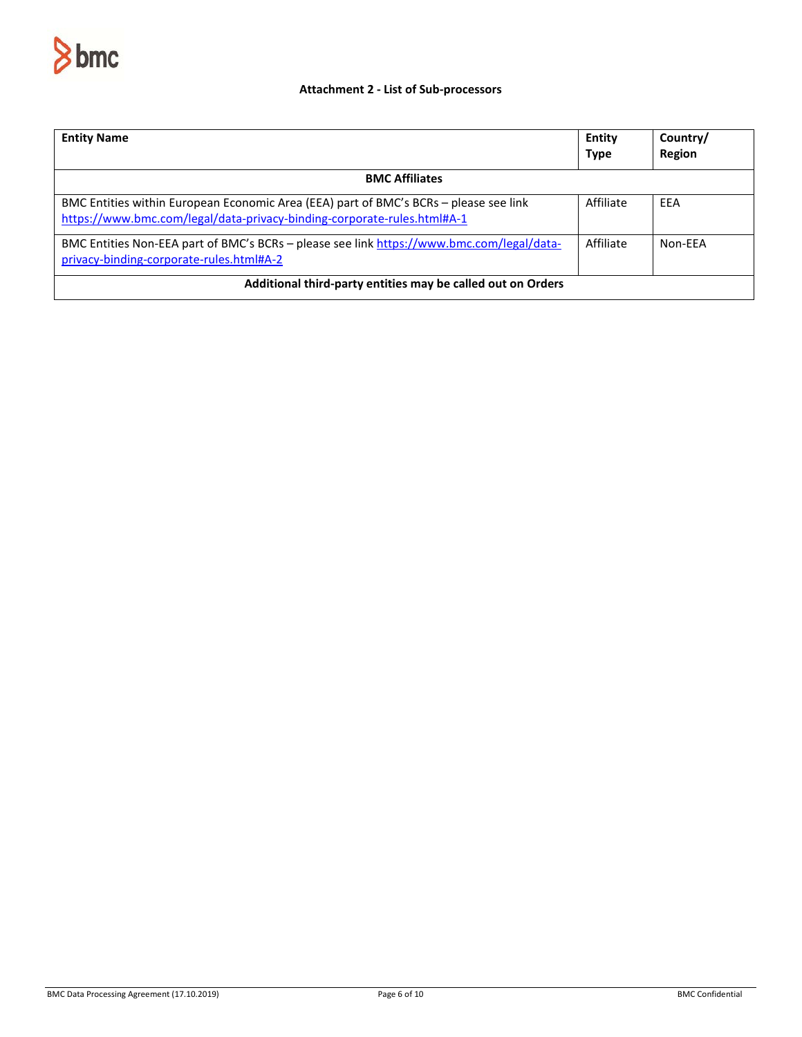# Attachment 2 - List of Sub-processors

| Entity Name | Entity Type | Country/ Region |
|---|---|---|
| **BMC Affiliates** | | |
| BMC Entities within European Economic Area (EEA) part of BMC's BCRs – please see link https://www.bmc.com/legal/data-privacy-binding-corporate-rules.html#A-1 | Affiliate | EEA |
| BMC Entities Non-EEA part of BMC's BCRs – please see link https://www.bmc.com/legal/data-privacy-binding-corporate-rules.html#A-2 | Affiliate | Non-EEA |
| **Additional third-party entities may be called out on Orders** | | |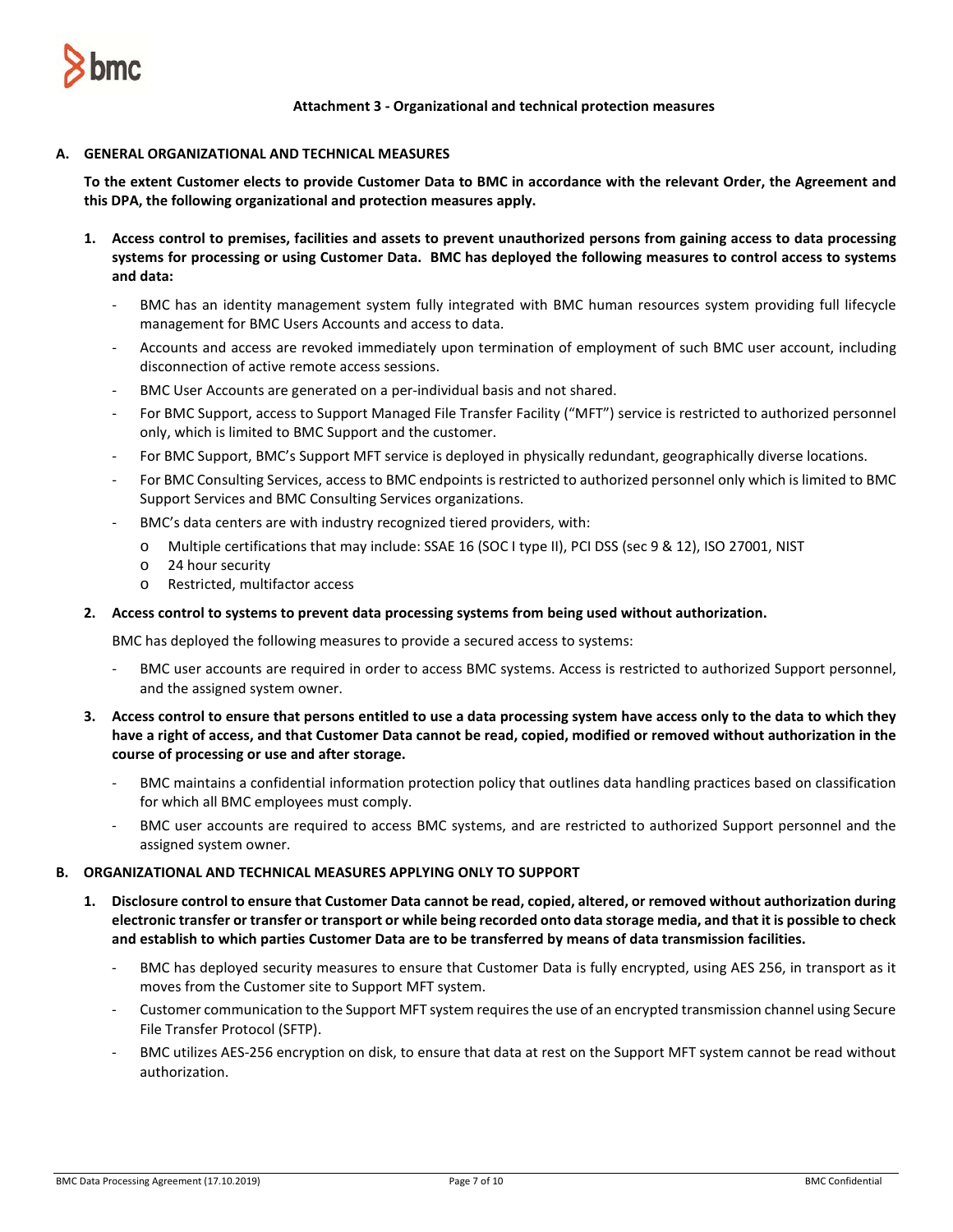**Attachment 3 - Organizational and technical protection measures**

## A. GENERAL ORGANIZATIONAL AND TECHNICAL MEASURES

**To the extent Customer elects to provide Customer Data to BMC in accordance with the relevant Order, the Agreement and this DPA, the following organizational and protection measures apply.**

1. **Access control to premises, facilities and assets to prevent unauthorized persons from gaining access to data processing systems for processing or using Customer Data. BMC has deployed the following measures to control access to systems and data:**
   - BMC has an identity management system fully integrated with BMC human resources system providing full lifecycle management for BMC Users Accounts and access to data.
   - Accounts and access are revoked immediately upon termination of employment of such BMC user account, including disconnection of active remote access sessions.
   - BMC User Accounts are generated on a per-individual basis and not shared.
   - For BMC Support, access to Support Managed File Transfer Facility ("MFT") service is restricted to authorized personnel only, which is limited to BMC Support and the customer.
   - For BMC Support, BMC's Support MFT service is deployed in physically redundant, geographically diverse locations.
   - For BMC Consulting Services, access to BMC endpoints is restricted to authorized personnel only which is limited to BMC Support Services and BMC Consulting Services organizations.
   - BMC's data centers are with industry recognized tiered providers, with:
     - Multiple certifications that may include: SSAE 16 (SOC I type II), PCI DSS (sec 9 & 12), ISO 27001, NIST
     - 24 hour security
     - Restricted, multifactor access

2. **Access control to systems to prevent data processing systems from being used without authorization.**

   BMC has deployed the following measures to provide a secured access to systems:

   - BMC user accounts are required in order to access BMC systems. Access is restricted to authorized Support personnel, and the assigned system owner.

3. **Access control to ensure that persons entitled to use a data processing system have access only to the data to which they have a right of access, and that Customer Data cannot be read, copied, modified or removed without authorization in the course of processing or use and after storage.**
   - BMC maintains a confidential information protection policy that outlines data handling practices based on classification for which all BMC employees must comply.
   - BMC user accounts are required to access BMC systems, and are restricted to authorized Support personnel and the assigned system owner.

## B. ORGANIZATIONAL AND TECHNICAL MEASURES APPLYING ONLY TO SUPPORT

1. **Disclosure control to ensure that Customer Data cannot be read, copied, altered, or removed without authorization during electronic transfer or transfer or transport or while being recorded onto data storage media, and that it is possible to check and establish to which parties Customer Data are to be transferred by means of data transmission facilities.**
   - BMC has deployed security measures to ensure that Customer Data is fully encrypted, using AES 256, in transport as it moves from the Customer site to Support MFT system.
   - Customer communication to the Support MFT system requires the use of an encrypted transmission channel using Secure File Transfer Protocol (SFTP).
   - BMC utilizes AES-256 encryption on disk, to ensure that data at rest on the Support MFT system cannot be read without authorization.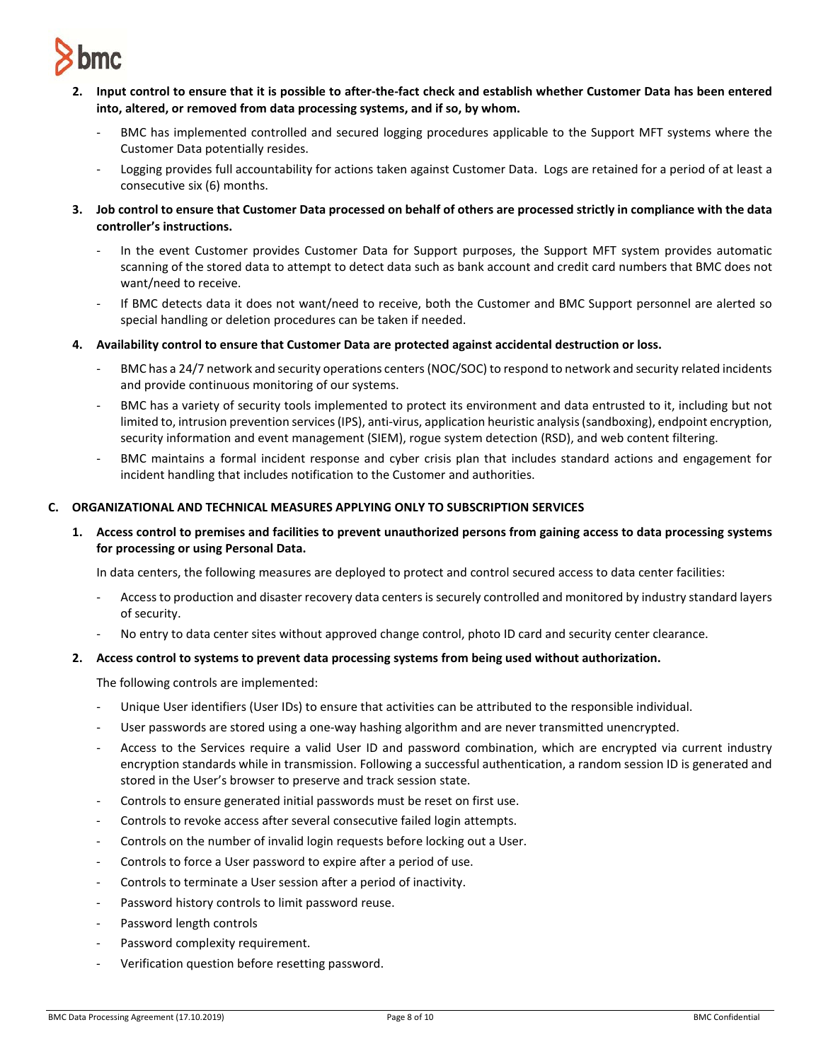2. **Input control to ensure that it is possible to after-the-fact check and establish whether Customer Data has been entered into, altered, or removed from data processing systems, and if so, by whom.**

   - BMC has implemented controlled and secured logging procedures applicable to the Support MFT systems where the Customer Data potentially resides.
   - Logging provides full accountability for actions taken against Customer Data. Logs are retained for a period of at least a consecutive six (6) months.

3. **Job control to ensure that Customer Data processed on behalf of others are processed strictly in compliance with the data controller's instructions.**

   - In the event Customer provides Customer Data for Support purposes, the Support MFT system provides automatic scanning of the stored data to attempt to detect data such as bank account and credit card numbers that BMC does not want/need to receive.
   - If BMC detects data it does not want/need to receive, both the Customer and BMC Support personnel are alerted so special handling or deletion procedures can be taken if needed.

4. **Availability control to ensure that Customer Data are protected against accidental destruction or loss.**

   - BMC has a 24/7 network and security operations centers (NOC/SOC) to respond to network and security related incidents and provide continuous monitoring of our systems.
   - BMC has a variety of security tools implemented to protect its environment and data entrusted to it, including but not limited to, intrusion prevention services (IPS), anti-virus, application heuristic analysis (sandboxing), endpoint encryption, security information and event management (SIEM), rogue system detection (RSD), and web content filtering.
   - BMC maintains a formal incident response and cyber crisis plan that includes standard actions and engagement for incident handling that includes notification to the Customer and authorities.

## C. ORGANIZATIONAL AND TECHNICAL MEASURES APPLYING ONLY TO SUBSCRIPTION SERVICES

1. **Access control to premises and facilities to prevent unauthorized persons from gaining access to data processing systems for processing or using Personal Data.**

   In data centers, the following measures are deployed to protect and control secured access to data center facilities:

   - Access to production and disaster recovery data centers is securely controlled and monitored by industry standard layers of security.
   - No entry to data center sites without approved change control, photo ID card and security center clearance.

2. **Access control to systems to prevent data processing systems from being used without authorization.**

   The following controls are implemented:

   - Unique User identifiers (User IDs) to ensure that activities can be attributed to the responsible individual.
   - User passwords are stored using a one-way hashing algorithm and are never transmitted unencrypted.
   - Access to the Services require a valid User ID and password combination, which are encrypted via current industry encryption standards while in transmission. Following a successful authentication, a random session ID is generated and stored in the User's browser to preserve and track session state.
   - Controls to ensure generated initial passwords must be reset on first use.
   - Controls to revoke access after several consecutive failed login attempts.
   - Controls on the number of invalid login requests before locking out a User.
   - Controls to force a User password to expire after a period of use.
   - Controls to terminate a User session after a period of inactivity.
   - Password history controls to limit password reuse.
   - Password length controls
   - Password complexity requirement.
   - Verification question before resetting password.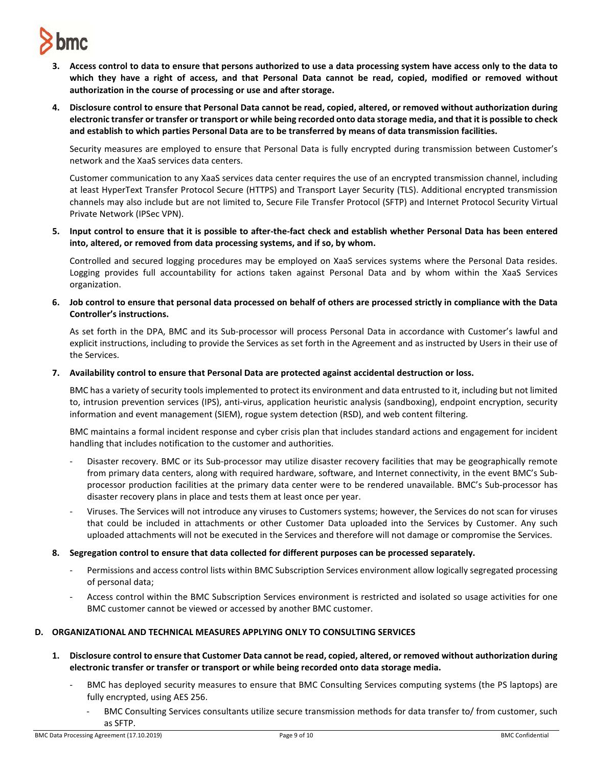3. **Access control to data to ensure that persons authorized to use a data processing system have access only to the data to which they have a right of access, and that Personal Data cannot be read, copied, modified or removed without authorization in the course of processing or use and after storage.**

4. **Disclosure control to ensure that Personal Data cannot be read, copied, altered, or removed without authorization during electronic transfer or transfer or transport or while being recorded onto data storage media, and that it is possible to check and establish to which parties Personal Data are to be transferred by means of data transmission facilities.**

   Security measures are employed to ensure that Personal Data is fully encrypted during transmission between Customer's network and the XaaS services data centers.

   Customer communication to any XaaS services data center requires the use of an encrypted transmission channel, including at least HyperText Transfer Protocol Secure (HTTPS) and Transport Layer Security (TLS). Additional encrypted transmission channels may also include but are not limited to, Secure File Transfer Protocol (SFTP) and Internet Protocol Security Virtual Private Network (IPSec VPN).

5. **Input control to ensure that it is possible to after-the-fact check and establish whether Personal Data has been entered into, altered, or removed from data processing systems, and if so, by whom.**

   Controlled and secured logging procedures may be employed on XaaS services systems where the Personal Data resides. Logging provides full accountability for actions taken against Personal Data and by whom within the XaaS Services organization.

6. **Job control to ensure that personal data processed on behalf of others are processed strictly in compliance with the Data Controller's instructions.**

   As set forth in the DPA, BMC and its Sub-processor will process Personal Data in accordance with Customer's lawful and explicit instructions, including to provide the Services as set forth in the Agreement and as instructed by Users in their use of the Services.

7. **Availability control to ensure that Personal Data are protected against accidental destruction or loss.**

   BMC has a variety of security tools implemented to protect its environment and data entrusted to it, including but not limited to, intrusion prevention services (IPS), anti-virus, application heuristic analysis (sandboxing), endpoint encryption, security information and event management (SIEM), rogue system detection (RSD), and web content filtering.

   BMC maintains a formal incident response and cyber crisis plan that includes standard actions and engagement for incident handling that includes notification to the customer and authorities.

   - Disaster recovery. BMC or its Sub-processor may utilize disaster recovery facilities that may be geographically remote from primary data centers, along with required hardware, software, and Internet connectivity, in the event BMC's Sub-processor production facilities at the primary data center were to be rendered unavailable. BMC's Sub-processor has disaster recovery plans in place and tests them at least once per year.
   - Viruses. The Services will not introduce any viruses to Customers systems; however, the Services do not scan for viruses that could be included in attachments or other Customer Data uploaded into the Services by Customer. Any such uploaded attachments will not be executed in the Services and therefore will not damage or compromise the Services.

8. **Segregation control to ensure that data collected for different purposes can be processed separately.**

   - Permissions and access control lists within BMC Subscription Services environment allow logically segregated processing of personal data;
   - Access control within the BMC Subscription Services environment is restricted and isolated so usage activities for one BMC customer cannot be viewed or accessed by another BMC customer.

**D. ORGANIZATIONAL AND TECHNICAL MEASURES APPLYING ONLY TO CONSULTING SERVICES**

1. **Disclosure control to ensure that Customer Data cannot be read, copied, altered, or removed without authorization during electronic transfer or transfer or transport or while being recorded onto data storage media.**

   - BMC has deployed security measures to ensure that BMC Consulting Services computing systems (the PS laptops) are fully encrypted, using AES 256.
     - BMC Consulting Services consultants utilize secure transmission methods for data transfer to/ from customer, such as SFTP.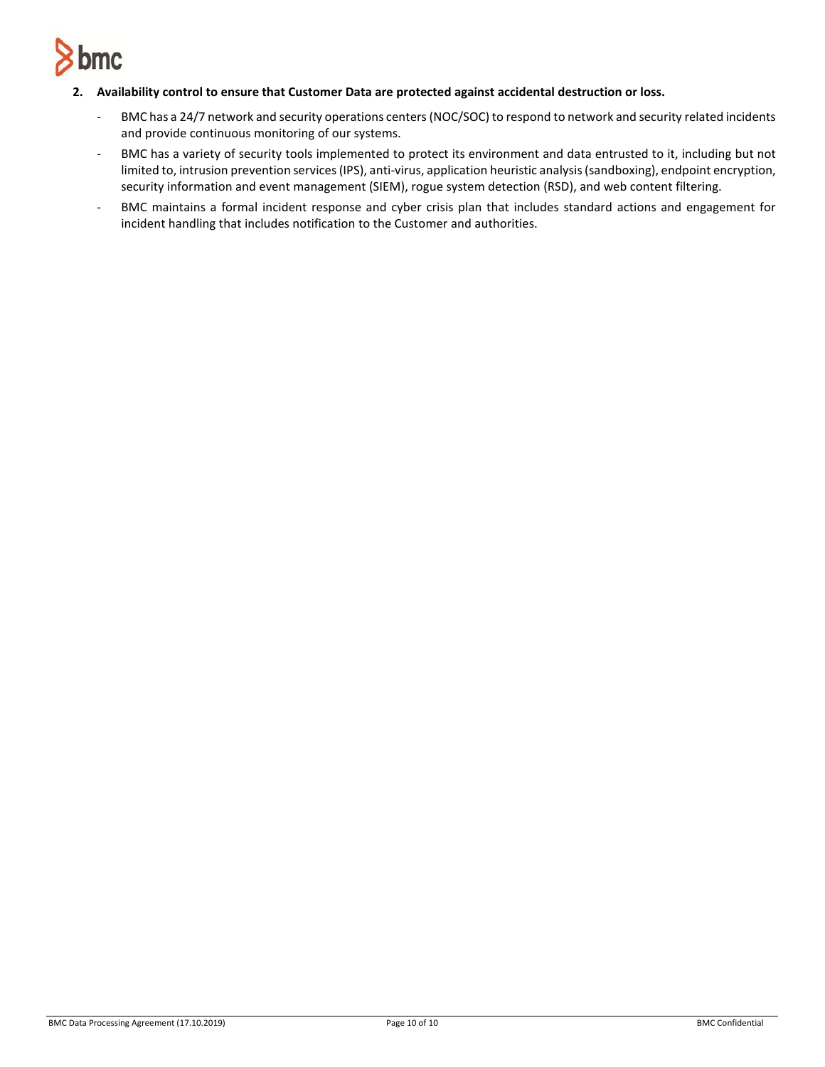**2. Availability control to ensure that Customer Data are protected against accidental destruction or loss.**

- BMC has a 24/7 network and security operations centers (NOC/SOC) to respond to network and security related incidents and provide continuous monitoring of our systems.
- BMC has a variety of security tools implemented to protect its environment and data entrusted to it, including but not limited to, intrusion prevention services (IPS), anti-virus, application heuristic analysis (sandboxing), endpoint encryption, security information and event management (SIEM), rogue system detection (RSD), and web content filtering.
- BMC maintains a formal incident response and cyber crisis plan that includes standard actions and engagement for incident handling that includes notification to the Customer and authorities.